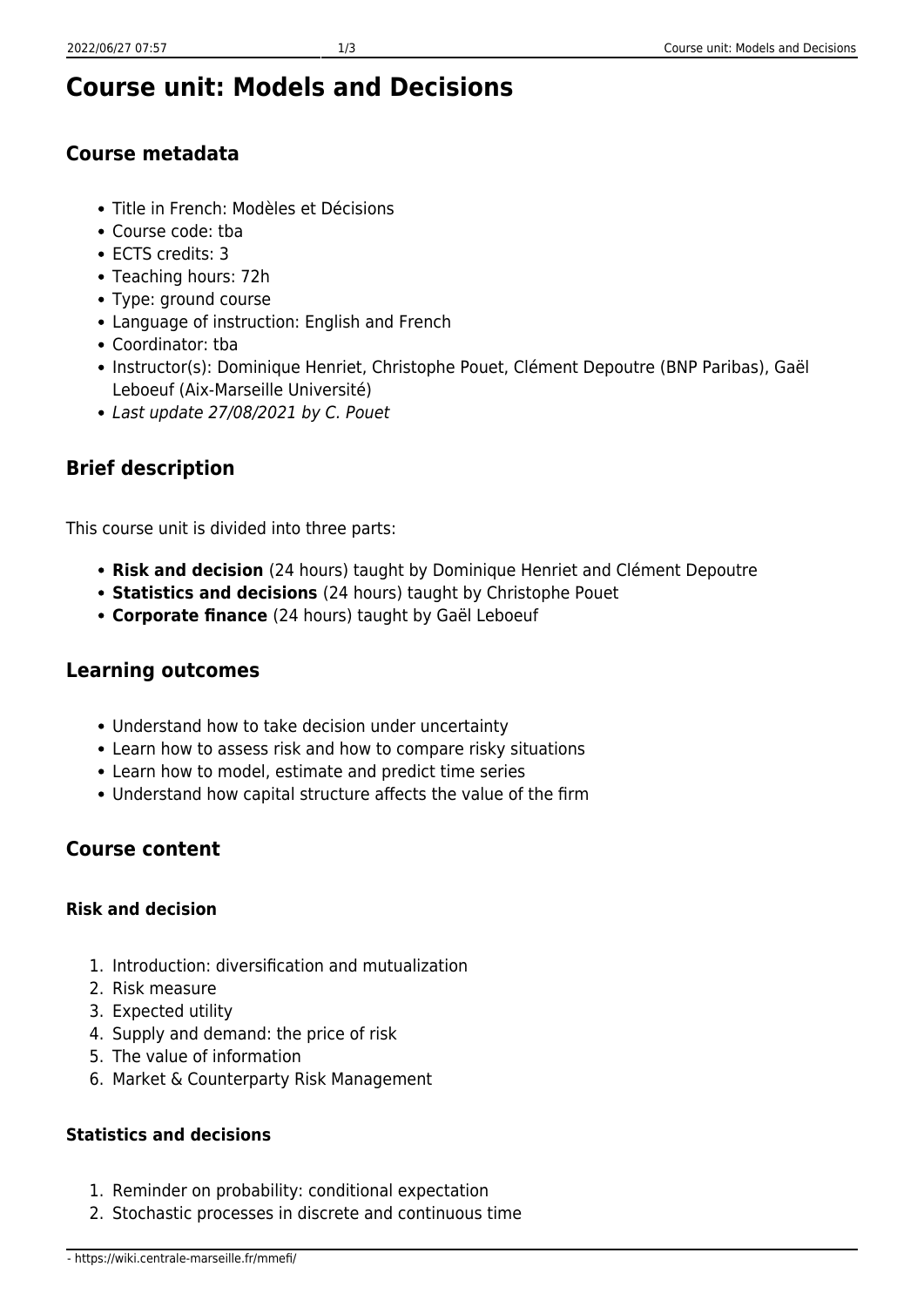# Course unit: Models and Decisions

## Course metadata

- Title in French: Modèles et Décisions
- Course code: tba
- ECTS credits: 3
- Teaching hours: 72h
- Type: ground course
- Language of instruction: English and French
- Coordinator: tba
- Instructor(s): Dominique Henriet, Christophe Pouet, Clément Depoutre (BNP Paribas), Gaël Leboeuf (Aix-Marseille Université)
- *Last update 27/08/2021 by C. Pouet*

## Brief description

This course unit is divided into three parts:

- **Risk and decision** (24 hours) taught by Dominique Henriet and Clément Depoutre
- **Statistics and decisions** (24 hours) taught by Christophe Pouet
- **Corporate finance** (24 hours) taught by Gaël Leboeuf

## Learning outcomes

- Understand how to take decision under uncertainty
- Learn how to assess risk and how to compare risky situations
- Learn how to model, estimate and predict time series
- Understand how capital structure affects the value of the firm

## Course content

### Risk and decision

1. Introduction: diversification and mutualization
2. Risk measure
3. Expected utility
4. Supply and demand: the price of risk
5. The value of information
6. Market & Counterparty Risk Management

### Statistics and decisions

1. Reminder on probability: conditional expectation
2. Stochastic processes in discrete and continuous time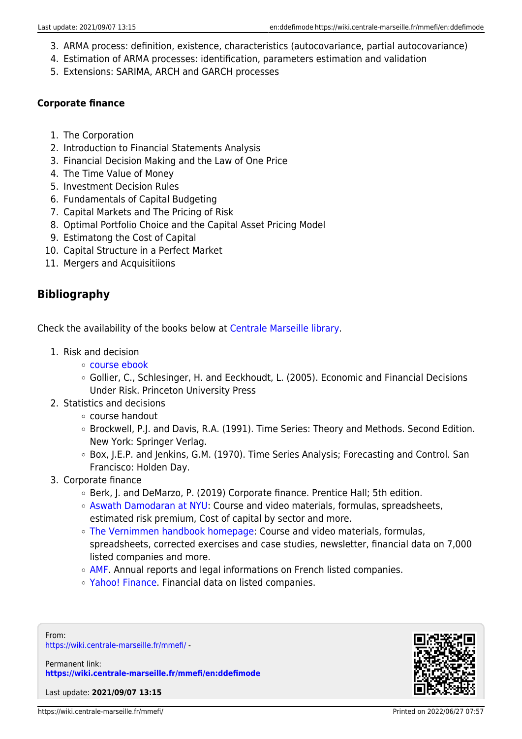3. ARMA process: definition, existence, characteristics (autocovariance, partial autocovariance)
4. Estimation of ARMA processes: identification, parameters estimation and validation
5. Extensions: SARIMA, ARCH and GARCH processes

**Corporate finance**

1. The Corporation
2. Introduction to Financial Statements Analysis
3. Financial Decision Making and the Law of One Price
4. The Time Value of Money
5. Investment Decision Rules
6. Fundamentals of Capital Budgeting
7. Capital Markets and The Pricing of Risk
8. Optimal Portfolio Choice and the Capital Asset Pricing Model
9. Estimatong the Cost of Capital
10. Capital Structure in a Perfect Market
11. Mergers and Acquisitiions

## Bibliography

Check the availability of the books below at Centrale Marseille library.

1. Risk and decision
   - course ebook
   - Gollier, C., Schlesinger, H. and Eeckhoudt, L. (2005). Economic and Financial Decisions Under Risk. Princeton University Press
2. Statistics and decisions
   - course handout
   - Brockwell, P.J. and Davis, R.A. (1991). Time Series: Theory and Methods. Second Edition. New York: Springer Verlag.
   - Box, J.E.P. and Jenkins, G.M. (1970). Time Series Analysis; Forecasting and Control. San Francisco: Holden Day.
3. Corporate finance
   - Berk, J. and DeMarzo, P. (2019) Corporate finance. Prentice Hall; 5th edition.
   - Aswath Damodaran at NYU: Course and video materials, formulas, spreadsheets, estimated risk premium, Cost of capital by sector and more.
   - The Vernimmen handbook homepage: Course and video materials, formulas, spreadsheets, corrected exercises and case studies, newsletter, financial data on 7,000 listed companies and more.
   - AMF. Annual reports and legal informations on French listed companies.
   - Yahoo! Finance. Financial data on listed companies.

From:
https://wiki.centrale-marseille.fr/mmefi/ -

Permanent link:
**https://wiki.centrale-marseille.fr/mmefi/en:ddefimode**

Last update: **2021/09/07 13:15**